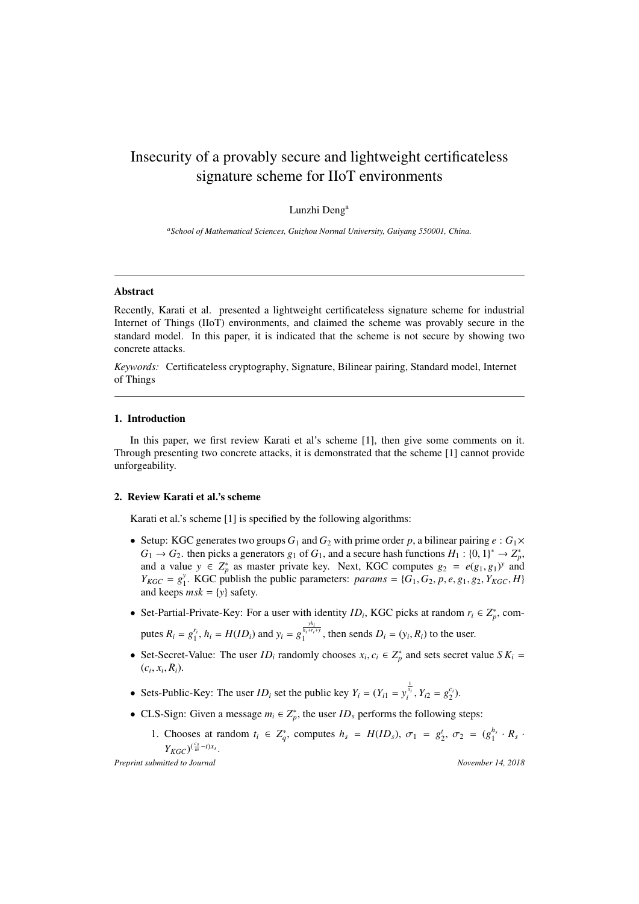#### Insecurity of a provably secure and lightweight certificateless signature scheme for IIoT environments

Lunzhi Deng[a]

[a]*School of Mathematical Sciences, Guizhou Normal University, Guiyang 550001, China.*

---

**Abstract**

Recently, Karati et al. presented a lightweight certificateless signature scheme for industrial Internet of Things (IIoT) environments, and claimed the scheme was provably secure in the standard model. In this paper, it is indicated that the scheme is not secure by showing two concrete attacks.

*Keywords:* Certificateless cryptography, Signature, Bilinear pairing, Standard model, Internet of Things

---

## 1. Introduction

In this paper, we first review Karati et al's scheme [1], then give some comments on it. Through presenting two concrete attacks, it is demonstrated that the scheme [1] cannot provide unforgeability.

## 2. Review Karati et al.'s scheme

Karati et al.'s scheme [1] is specified by the following algorithms:

- Setup: KGC generates two groups $G_1$ and $G_2$ with prime order $p$, a bilinear pairing $e : G_1 \times G_1 \rightarrow G_2$. then picks a generators $g_1$ of $G_1$, and a secure hash functions $H_1 : \{0, 1\}^* \rightarrow Z_p^*$, and a value $y \in Z_p^*$ as master private key. Next, KGC computes $g_2 = e(g_1, g_1)^y$ and $Y_{KGC} = g_1^y$. KGC publish the public parameters: $params = \{G_1, G_2, p, e, g_1, g_2, Y_{KGC}, H\}$ and keeps $msk = \{y\}$ safety.
- Set-Partial-Private-Key: For a user with identity $ID_i$, KGC picks at random $r_i \in Z_p^*$, computes $R_i = g_1^{r_i}$, $h_i = H(ID_i)$ and $y_i = g_1^{\frac{yh_i}{h_i + r_i + y}}$, then sends $D_i = (y_i, R_i)$ to the user.
- Set-Secret-Value: The user $ID_i$ randomly chooses $x_i, c_i \in Z_p^*$ and sets secret value $SK_i = (c_i, x_i, R_i)$.
- Sets-Public-Key: The user $ID_i$ set the public key $Y_i = (Y_{i1} = y_i^{\frac{1}{x_i}}, Y_{i2} = g_2^{c_i})$.
- CLS-Sign: Given a message $m_i \in Z_p^*$, the user $ID_s$ performs the following steps:
  1. Chooses at random $t_i \in Z_q^*$, computes $h_s = H(ID_s)$, $\sigma_1 = g_2^{t}$, $\sigma_2 = (g_1^{h_s} \cdot R_s \cdot Y_{KGC})^{(\frac{c_s}{m} - t)x_s}$.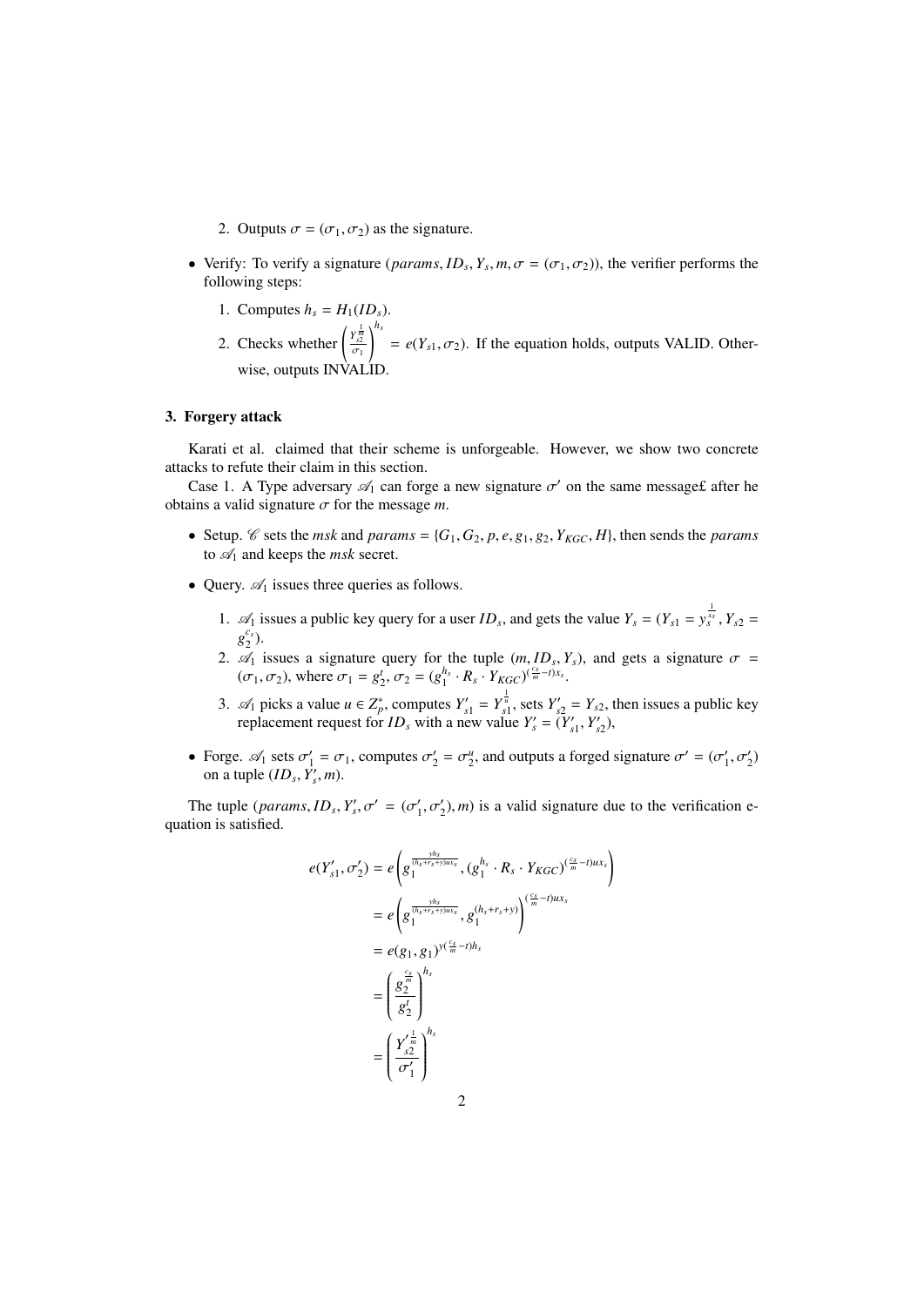2. Outputs $\sigma = (\sigma_1, \sigma_2)$ as the signature.

- Verify: To verify a signature $(params, ID_s, Y_s, m, \sigma = (\sigma_1, \sigma_2))$, the verifier performs the following steps:
  1. Computes $h_s = H_1(ID_s)$.
  2. Checks whether $\left(\frac{Y_{s2}^{\frac{1}{m}}}{\sigma_1}\right)^{h_s} = e(Y_{s1}, \sigma_2)$. If the equation holds, outputs VALID. Otherwise, outputs INVALID.

## 3. Forgery attack

Karati et al. claimed that their scheme is unforgeable. However, we show two concrete attacks to refute their claim in this section.

Case 1. A Type adversary $\mathscr{A}_1$ can forge a new signature $\sigma'$ on the same message£ after he obtains a valid signature $\sigma$ for the message $m$.

- Setup. $\mathscr{C}$ sets the $msk$ and $params = \{G_1, G_2, p, e, g_1, g_2, Y_{KGC}, H\}$, then sends the $params$ to $\mathscr{A}_1$ and keeps the $msk$ secret.
- Query. $\mathscr{A}_1$ issues three queries as follows.
  1. $\mathscr{A}_1$ issues a public key query for a user $ID_s$, and gets the value $Y_s = (Y_{s1} = y_s^{\frac{1}{x_s}}, Y_{s2} = g_2^{c_s})$.
  2. $\mathscr{A}_1$ issues a signature query for the tuple $(m, ID_s, Y_s)$, and gets a signature $\sigma = (\sigma_1, \sigma_2)$, where $\sigma_1 = g_2^t$, $\sigma_2 = (g_1^{h_s} \cdot R_s \cdot Y_{KGC})^{(\frac{c_s}{m} - t)x_s}$.
  3. $\mathscr{A}_1$ picks a value $u \in Z_p^*$, computes $Y'_{s1} = Y_{s1}^{\frac{1}{u}}$, sets $Y'_{s2} = Y_{s2}$, then issues a public key replacement request for $ID_s$ with a new value $Y'_s = (Y'_{s1}, Y'_{s2})$,
- Forge. $\mathscr{A}_1$ sets $\sigma'_1 = \sigma_1$, computes $\sigma'_2 = \sigma_2^u$, and outputs a forged signature $\sigma' = (\sigma'_1, \sigma'_2)$ on a tuple $(ID_s, Y'_s, m)$.

The tuple $(params, ID_s, Y'_s, \sigma' = (\sigma'_1, \sigma'_2), m)$ is a valid signature due to the verification equation is satisfied.

$$
\begin{aligned}
e(Y'_{s1}, \sigma'_2) &= e\left(g_1^{\frac{yh_s}{(h_s + r_s + y)ux_s}}, (g_1^{h_s} \cdot R_s \cdot Y_{KGC})^{(\frac{c_s}{m} - t)ux_s}\right) \\
&= e\left(g_1^{\frac{yh_s}{(h_s + r_s + y)ux_s}}, g_1^{(h_s + r_s + y)}\right)^{(\frac{c_s}{m} - t)ux_s} \\
&= e(g_1, g_1)^{y(\frac{c_s}{m} - t)h_s} \\
&= \left(\frac{g_2^{\frac{c_s}{m}}}{g_2^t}\right)^{h_s} \\
&= \left(\frac{Y_{s2}'^{\frac{1}{m}}}{\sigma'_1}\right)^{h_s}
\end{aligned}
$$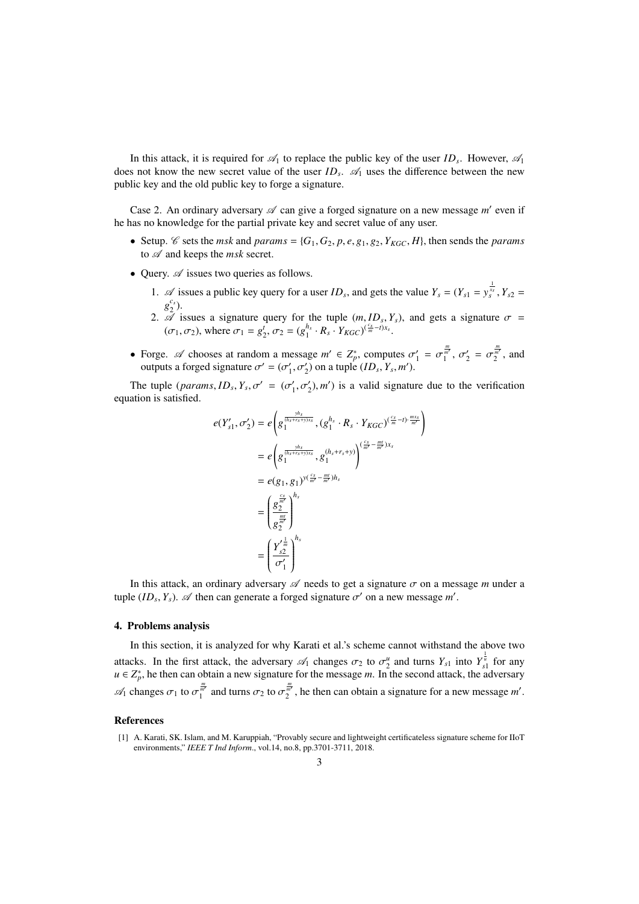In this attack, it is required for $\mathscr{A}_1$ to replace the public key of the user $ID_s$. However, $\mathscr{A}_1$ does not know the new secret value of the user $ID_s$. $\mathscr{A}_1$ uses the difference between the new public key and the old public key to forge a signature.

Case 2. An ordinary adversary $\mathscr{A}$ can give a forged signature on a new message $m'$ even if he has no knowledge for the partial private key and secret value of any user.

- Setup. $\mathscr{C}$ sets the *msk* and $params = \{G_1, G_2, p, e, g_1, g_2, Y_{KGC}, H\}$, then sends the *params* to $\mathscr{A}$ and keeps the *msk* secret.
- Query. $\mathscr{A}$ issues two queries as follows.
  1. $\mathscr{A}$ issues a public key query for a user $ID_s$, and gets the value $Y_s = (Y_{s1} = y_s^{\frac{1}{x_s}}, Y_{s2} = g_2^{c_s})$.
  2. $\mathscr{A}$ issues a signature query for the tuple $(m, ID_s, Y_s)$, and gets a signature $\sigma = (\sigma_1, \sigma_2)$, where $\sigma_1 = g_2^t$, $\sigma_2 = (g_1^{h_s} \cdot R_s \cdot Y_{KGC})^{(\frac{c_s}{m} - t)x_s}$.
- Forge. $\mathscr{A}$ chooses at random a message $m' \in Z_p^*$, computes $\sigma_1' = \sigma_1^{\frac{m}{m'}}$, $\sigma_2' = \sigma_2^{\frac{m}{m'}}$, and outputs a forged signature $\sigma' = (\sigma_1', \sigma_2')$ on a tuple $(ID_s, Y_s, m')$.

The tuple $(params, ID_s, Y_s, \sigma' = (\sigma_1', \sigma_2'), m')$ is a valid signature due to the verification equation is satisfied.

$$
\begin{aligned}
e(Y_{s1}', \sigma_2') &= e\left(g_1^{\frac{yh_s}{(h_s+r_s+y)x_s}}, (g_1^{h_s} \cdot R_s \cdot Y_{KGC})^{(\frac{c_s}{m} - t)\cdot\frac{mx_s}{m'}}\right) \\
&= e\left(g_1^{\frac{yh_s}{(h_s+r_s+y)x_s}}, g_1^{(h_s+r_s+y)}\right)^{(\frac{c_s}{m'} - \frac{mt}{m'})x_s} \\
&= e(g_1, g_1)^{y(\frac{c_s}{m'} - \frac{mt}{m'})h_s} \\
&= \left(\frac{g_2^{\frac{c_s}{m'}}}{g_2^{\frac{mt}{m'}}}\right)^{h_s} \\
&= \left(\frac{Y_{s2}'^{\frac{1}{m}}}{\sigma_1'}\right)^{h_s}
\end{aligned}
$$

In this attack, an ordinary adversary $\mathscr{A}$ needs to get a signature $\sigma$ on a message $m$ under a tuple $(ID_s, Y_s)$. $\mathscr{A}$ then can generate a forged signature $\sigma'$ on a new message $m'$.

## 4. Problems analysis

In this section, it is analyzed for why Karati et al.'s scheme cannot withstand the above two attacks. In the first attack, the adversary $\mathscr{A}_1$ changes $\sigma_2$ to $\sigma_2^u$ and turns $Y_{s1}$ into $Y_{s1}^{\frac{1}{u}}$ for any $u \in Z_p^*$, he then can obtain a new signature for the message $m$. In the second attack, the adversary $\mathscr{A}_1$ changes $\sigma_1$ to $\sigma_1^{\frac{m}{m'}}$ and turns $\sigma_2$ to $\sigma_2^{\frac{m}{m'}}$, he then can obtain a signature for a new message $m'$.

## References

[1] A. Karati, SK. Islam, and M. Karuppiah, "Provably secure and lightweight certificateless signature scheme for IIoT environments," *IEEE T Ind Inform.*, vol.14, no.8, pp.3701-3711, 2018.